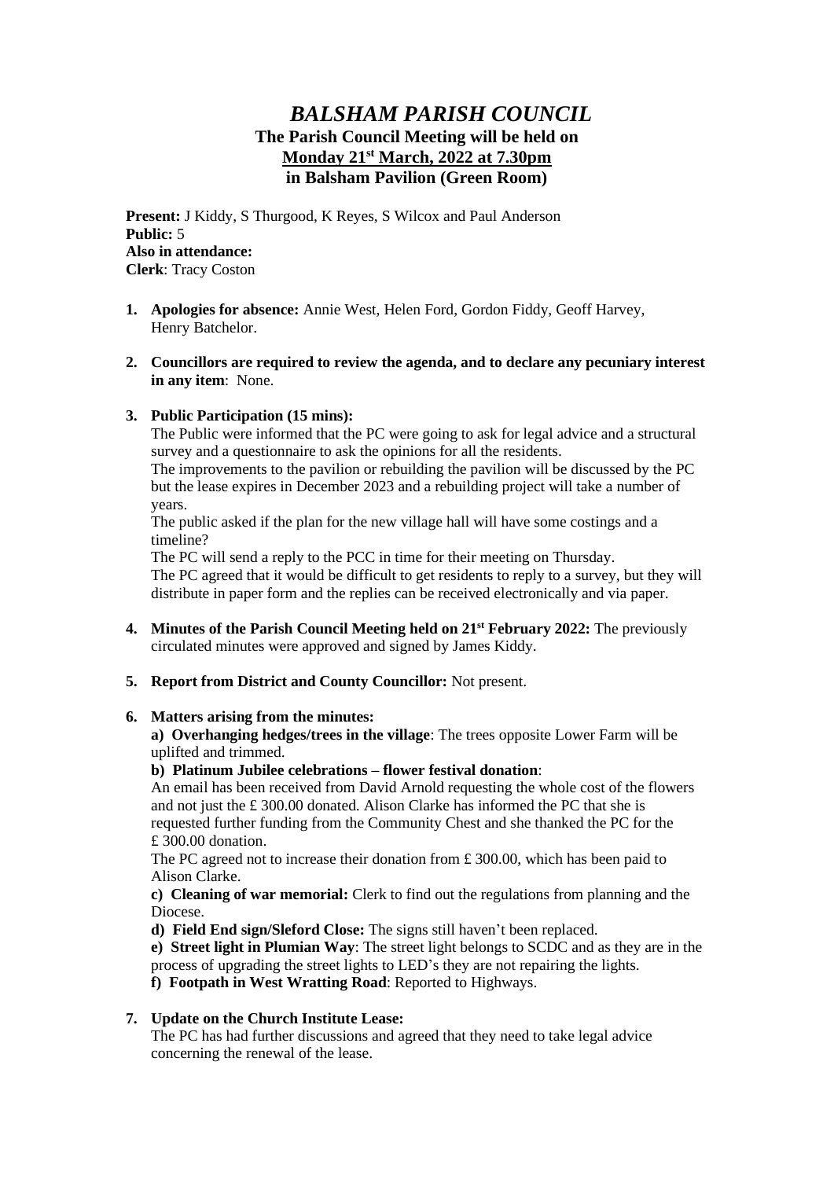# *BALSHAM PARISH COUNCIL*

## The Parish Council Meeting will be held on Monday 21st March, 2022 at 7.30pm in Balsham Pavilion (Green Room)

**Present:** J Kiddy, S Thurgood, K Reyes, S Wilcox and Paul Anderson
**Public:** 5
**Also in attendance:**
**Clerk**: Tracy Coston

1. **Apologies for absence:** Annie West, Helen Ford, Gordon Fiddy, Geoff Harvey, Henry Batchelor.

2. **Councillors are required to review the agenda, and to declare any pecuniary interest in any item**: None.

3. **Public Participation (15 mins):**
   The Public were informed that the PC were going to ask for legal advice and a structural survey and a questionnaire to ask the opinions for all the residents.
   The improvements to the pavilion or rebuilding the pavilion will be discussed by the PC but the lease expires in December 2023 and a rebuilding project will take a number of years.
   The public asked if the plan for the new village hall will have some costings and a timeline?
   The PC will send a reply to the PCC in time for their meeting on Thursday.
   The PC agreed that it would be difficult to get residents to reply to a survey, but they will distribute in paper form and the replies can be received electronically and via paper.

4. **Minutes of the Parish Council Meeting held on 21st February 2022:** The previously circulated minutes were approved and signed by James Kiddy.

5. **Report from District and County Councillor:** Not present.

6. **Matters arising from the minutes:**
   **a) Overhanging hedges/trees in the village**: The trees opposite Lower Farm will be uplifted and trimmed.
   **b) Platinum Jubilee celebrations – flower festival donation**:
   An email has been received from David Arnold requesting the whole cost of the flowers and not just the £ 300.00 donated. Alison Clarke has informed the PC that she is requested further funding from the Community Chest and she thanked the PC for the £ 300.00 donation.
   The PC agreed not to increase their donation from £ 300.00, which has been paid to Alison Clarke.
   **c) Cleaning of war memorial:** Clerk to find out the regulations from planning and the Diocese.
   **d) Field End sign/Sleford Close:** The signs still haven't been replaced.
   **e) Street light in Plumian Way**: The street light belongs to SCDC and as they are in the process of upgrading the street lights to LED's they are not repairing the lights.
   **f) Footpath in West Wratting Road**: Reported to Highways.

7. **Update on the Church Institute Lease:**
   The PC has had further discussions and agreed that they need to take legal advice concerning the renewal of the lease.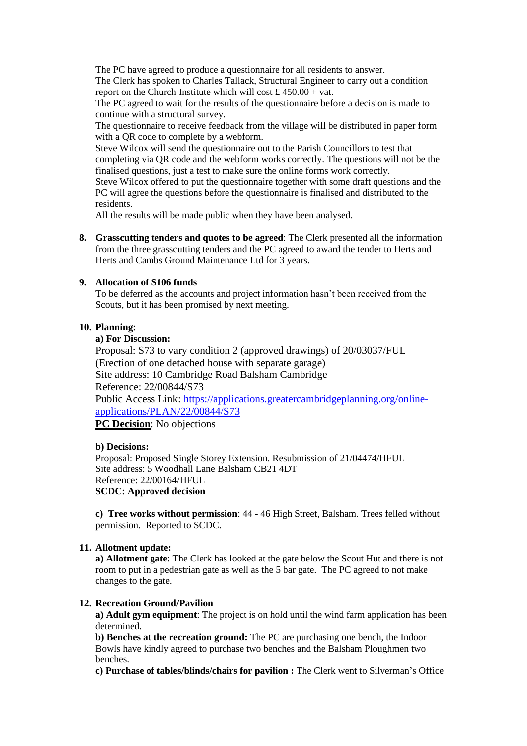The PC have agreed to produce a questionnaire for all residents to answer.
The Clerk has spoken to Charles Tallack, Structural Engineer to carry out a condition report on the Church Institute which will cost £ 450.00 + vat.
The PC agreed to wait for the results of the questionnaire before a decision is made to continue with a structural survey.
The questionnaire to receive feedback from the village will be distributed in paper form with a QR code to complete by a webform.
Steve Wilcox will send the questionnaire out to the Parish Councillors to test that completing via QR code and the webform works correctly. The questions will not be the finalised questions, just a test to make sure the online forms work correctly.
Steve Wilcox offered to put the questionnaire together with some draft questions and the PC will agree the questions before the questionnaire is finalised and distributed to the residents.
All the results will be made public when they have been analysed.

8. **Grasscutting tenders and quotes to be agreed**: The Clerk presented all the information from the three grasscutting tenders and the PC agreed to award the tender to Herts and Herts and Cambs Ground Maintenance Ltd for 3 years.

9. **Allocation of S106 funds**
   To be deferred as the accounts and project information hasn't been received from the Scouts, but it has been promised by next meeting.

10. **Planning:**
    **a) For Discussion:**
    Proposal: S73 to vary condition 2 (approved drawings) of 20/03037/FUL (Erection of one detached house with separate garage)
    Site address: 10 Cambridge Road Balsham Cambridge
    Reference: 22/00844/S73
    Public Access Link: [https://applications.greatercambridgeplanning.org/online-applications/PLAN/22/00844/S73](https://applications.greatercambridgeplanning.org/online-applications/PLAN/22/00844/S73)
    **PC Decision**: No objections

    **b) Decisions:**
    Proposal: Proposed Single Storey Extension. Resubmission of 21/04474/HFUL
    Site address: 5 Woodhall Lane Balsham CB21 4DT
    Reference: 22/00164/HFUL
    **SCDC: Approved decision**

    **c) Tree works without permission**: 44 - 46 High Street, Balsham. Trees felled without permission. Reported to SCDC.

11. **Allotment update:**
    **a) Allotment gate**: The Clerk has looked at the gate below the Scout Hut and there is not room to put in a pedestrian gate as well as the 5 bar gate. The PC agreed to not make changes to the gate.

12. **Recreation Ground/Pavilion**
    **a) Adult gym equipment**: The project is on hold until the wind farm application has been determined.
    **b) Benches at the recreation ground:** The PC are purchasing one bench, the Indoor Bowls have kindly agreed to purchase two benches and the Balsham Ploughmen two benches.
    **c) Purchase of tables/blinds/chairs for pavilion :** The Clerk went to Silverman's Office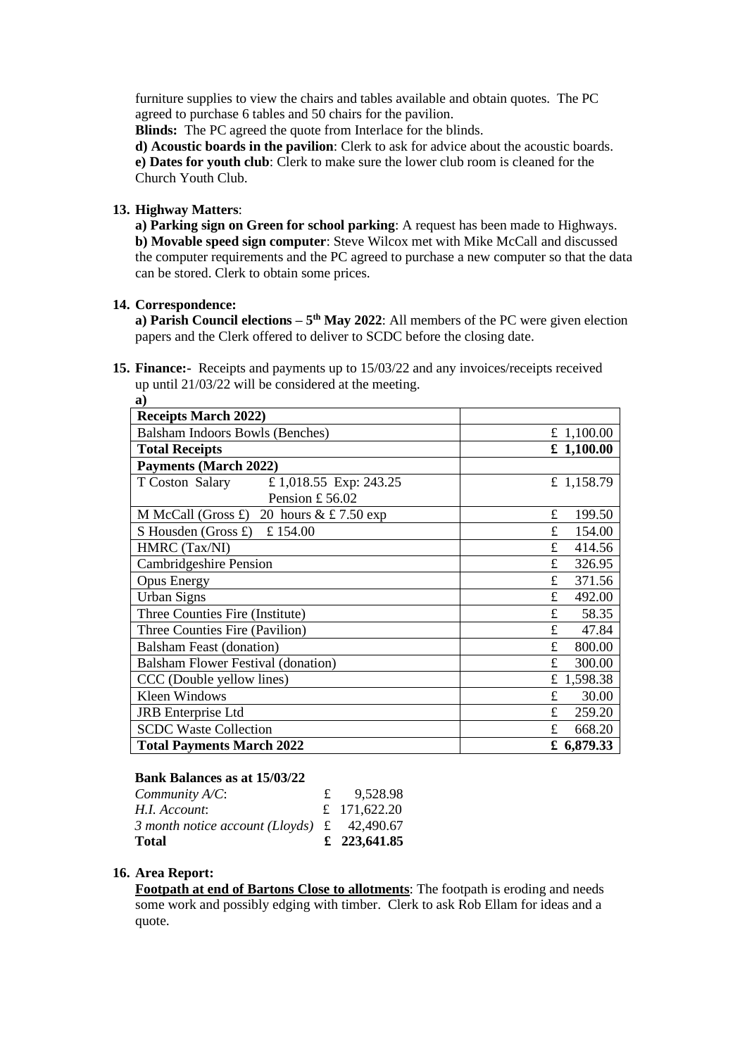furniture supplies to view the chairs and tables available and obtain quotes. The PC agreed to purchase 6 tables and 50 chairs for the pavilion.

**Blinds:** The PC agreed the quote from Interlace for the blinds.

**d) Acoustic boards in the pavilion**: Clerk to ask for advice about the acoustic boards.

**e) Dates for youth club**: Clerk to make sure the lower club room is cleaned for the Church Youth Club.

**13. Highway Matters**:

**a) Parking sign on Green for school parking**: A request has been made to Highways.

**b) Movable speed sign computer**: Steve Wilcox met with Mike McCall and discussed the computer requirements and the PC agreed to purchase a new computer so that the data can be stored. Clerk to obtain some prices.

**14. Correspondence:**

**a) Parish Council elections – 5th May 2022**: All members of the PC were given election papers and the Clerk offered to deliver to SCDC before the closing date.

**15. Finance:-** Receipts and payments up to 15/03/22 and any invoices/receipts received up until 21/03/22 will be considered at the meeting.

**a)**

| **Receipts March 2022)** | |
|---|---|
| Balsham Indoors Bowls (Benches) | £ 1,100.00 |
| **Total Receipts** | **£ 1,100.00** |
| **Payments (March 2022)** | |
| T Coston Salary £ 1,018.55 Exp: 243.25 Pension £ 56.02 | £ 1,158.79 |
| M McCall (Gross £) 20 hours & £ 7.50 exp | £ 199.50 |
| S Housden (Gross £) £ 154.00 | £ 154.00 |
| HMRC (Tax/NI) | £ 414.56 |
| Cambridgeshire Pension | £ 326.95 |
| Opus Energy | £ 371.56 |
| Urban Signs | £ 492.00 |
| Three Counties Fire (Institute) | £ 58.35 |
| Three Counties Fire (Pavilion) | £ 47.84 |
| Balsham Feast (donation) | £ 800.00 |
| Balsham Flower Festival (donation) | £ 300.00 |
| CCC (Double yellow lines) | £ 1,598.38 |
| Kleen Windows | £ 30.00 |
| JRB Enterprise Ltd | £ 259.20 |
| SCDC Waste Collection | £ 668.20 |
| **Total Payments March 2022** | **£ 6,879.33** |

**Bank Balances as at 15/03/22**

| | |
|---|---|
| *Community A/C*: | £ 9,528.98 |
| *H.I. Account*: | £ 171,622.20 |
| *3 month notice account (Lloyds)* | £ 42,490.67 |
| **Total** | **£ 223,641.85** |

**16. Area Report:**

**Footpath at end of Bartons Close to allotments**: The footpath is eroding and needs some work and possibly edging with timber. Clerk to ask Rob Ellam for ideas and a quote.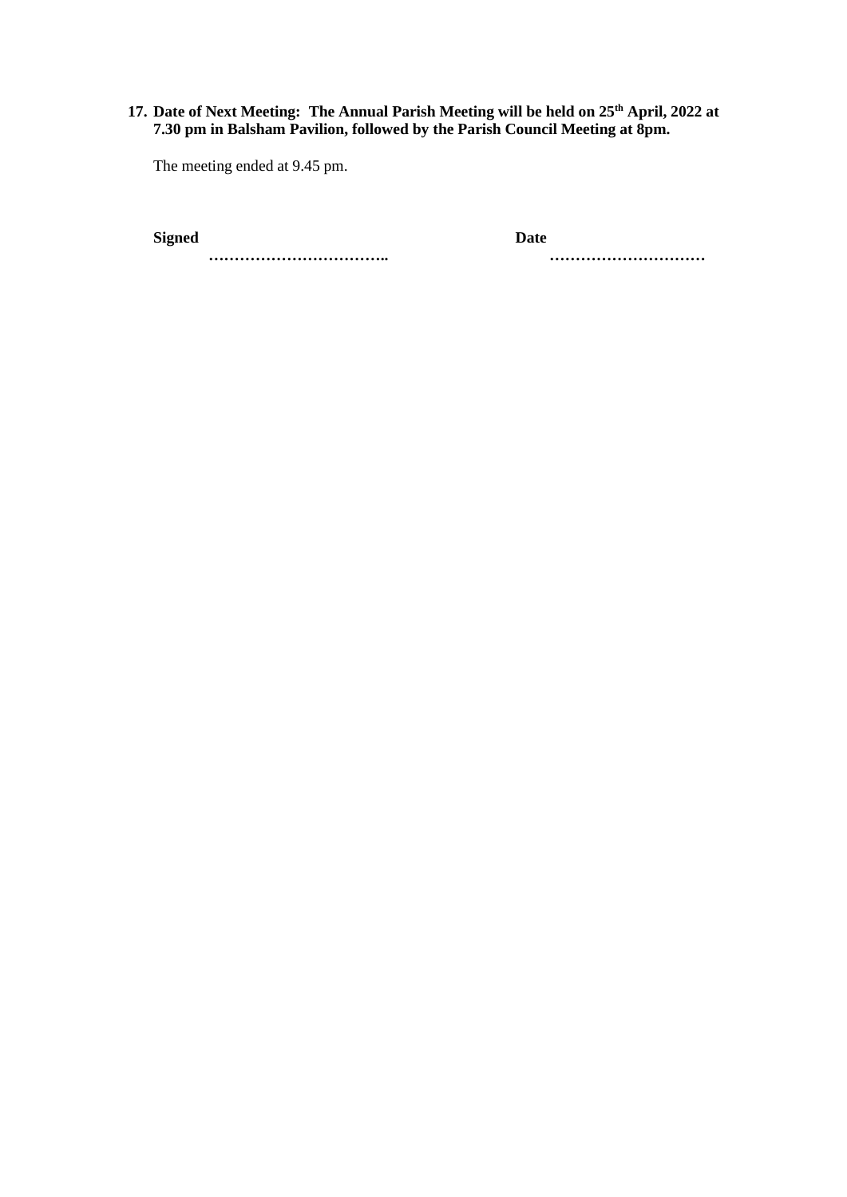17. **Date of Next Meeting: The Annual Parish Meeting will be held on 25th April, 2022 at 7.30 pm in Balsham Pavilion, followed by the Parish Council Meeting at 8pm.**

The meeting ended at 9.45 pm.

**Signed** ……………………………..  **Date** …………………………